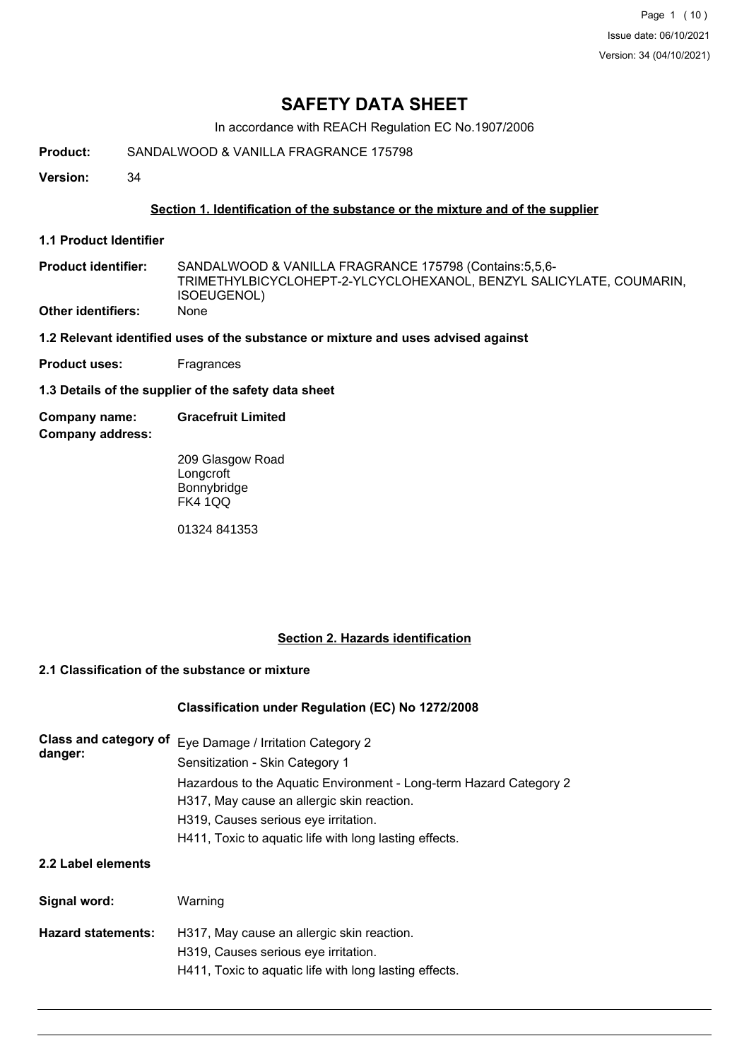# SAFETY DATA SHEET

In accordance with REACH Regulation EC No.1907/2006

**Product:** SANDALWOOD & VANILLA FRAGRANCE 175798

**Version:** 34

## Section 1. Identification of the substance or the mixture and of the supplier

### 1.1 Product Identifier

**Product identifier:** SANDALWOOD & VANILLA FRAGRANCE 175798 (Contains:5,5,6-TRIMETHYLBICYCLOHEPT-2-YLCYCLOHEXANOL, BENZYL SALICYLATE, COUMARIN, ISOEUGENOL)

**Other identifiers:** None

### 1.2 Relevant identified uses of the substance or mixture and uses advised against

**Product uses:** Fragrances

### 1.3 Details of the supplier of the safety data sheet

**Company name:** **Gracefruit Limited**

**Company address:**

209 Glasgow Road
Longcroft
Bonnybridge
FK4 1QQ

01324 841353

## Section 2. Hazards identification

### 2.1 Classification of the substance or mixture

**Classification under Regulation (EC) No 1272/2008**

**Class and category of danger:**

Eye Damage / Irritation Category 2
Sensitization - Skin Category 1
Hazardous to the Aquatic Environment - Long-term Hazard Category 2
H317, May cause an allergic skin reaction.
H319, Causes serious eye irritation.
H411, Toxic to aquatic life with long lasting effects.

### 2.2 Label elements

**Signal word:** Warning

**Hazard statements:**

H317, May cause an allergic skin reaction.
H319, Causes serious eye irritation.
H411, Toxic to aquatic life with long lasting effects.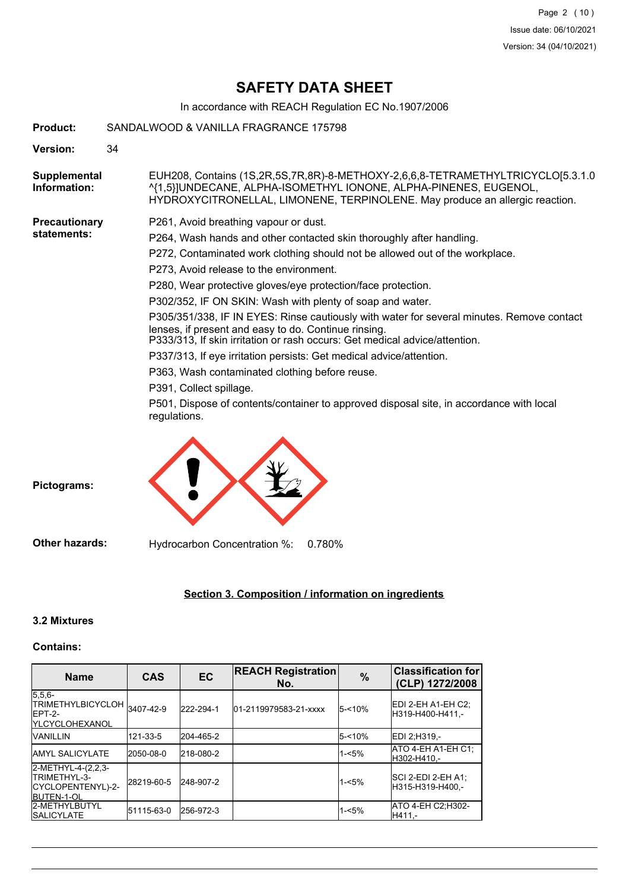# SAFETY DATA SHEET

In accordance with REACH Regulation EC No.1907/2006

**Product:** SANDALWOOD & VANILLA FRAGRANCE 175798

**Version:** 34

**Supplemental Information:** EUH208, Contains (1S,2R,5S,7R,8R)-8-METHOXY-2,6,6,8-TETRAMETHYLTRICYCLO[5.3.1.0^{1,5}]UNDECANE, ALPHA-ISOMETHYL IONONE, ALPHA-PINENES, EUGENOL, HYDROXYCITRONELLAL, LIMONENE, TERPINOLENE. May produce an allergic reaction.

**Precautionary statements:**

P261, Avoid breathing vapour or dust.

P264, Wash hands and other contacted skin thoroughly after handling.

P272, Contaminated work clothing should not be allowed out of the workplace.

P273, Avoid release to the environment.

P280, Wear protective gloves/eye protection/face protection.

P302/352, IF ON SKIN: Wash with plenty of soap and water.

P305/351/338, IF IN EYES: Rinse cautiously with water for several minutes. Remove contact lenses, if present and easy to do. Continue rinsing.
P333/313, If skin irritation or rash occurs: Get medical advice/attention.

P337/313, If eye irritation persists: Get medical advice/attention.

P363, Wash contaminated clothing before reuse.

P391, Collect spillage.

P501, Dispose of contents/container to approved disposal site, in accordance with local regulations.

**Pictograms:**

**Other hazards:** Hydrocarbon Concentration %: 0.780%

## Section 3. Composition / information on ingredients

### 3.2 Mixtures

#### Contains:

| Name | CAS | EC | REACH Registration No. | % | Classification for (CLP) 1272/2008 |
|---|---|---|---|---|---|
| 5,5,6-TRIMETHYLBICYCLOHEPT-2-YLCYCLOHEXANOL | 3407-42-9 | 222-294-1 | 01-2119979583-21-xxxx | 5-<10% | EDI 2-EH A1-EH C2;H319-H400-H411,- |
| VANILLIN | 121-33-5 | 204-465-2 | | 5-<10% | EDI 2;H319,- |
| AMYL SALICYLATE | 2050-08-0 | 218-080-2 | | 1-<5% | ATO 4-EH A1-EH C1;H302-H410,- |
| 2-METHYL-4-(2,2,3-TRIMETHYL-3-CYCLOPENTENYL)-2-BUTEN-1-OL | 28219-60-5 | 248-907-2 | | 1-<5% | SCI 2-EDI 2-EH A1;H315-H319-H400,- |
| 2-METHYLBUTYL SALICYLATE | 51115-63-0 | 256-972-3 | | 1-<5% | ATO 4-EH C2;H302-H411,- |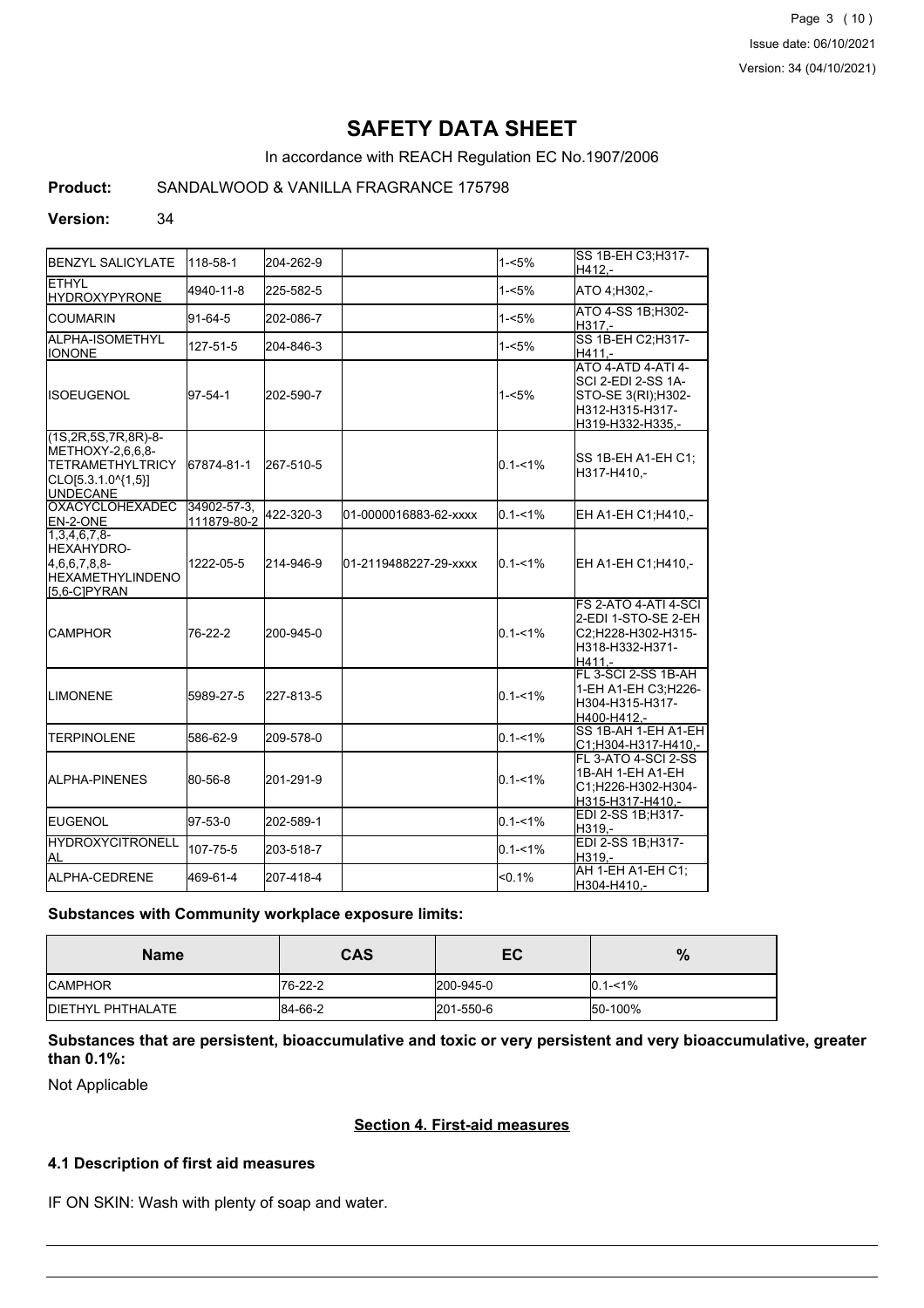# SAFETY DATA SHEET

In accordance with REACH Regulation EC No.1907/2006

**Product:** SANDALWOOD & VANILLA FRAGRANCE 175798

**Version:** 34

| | | | | | |
|---|---|---|---|---|---|
| BENZYL SALICYLATE | 118-58-1 | 204-262-9 | | 1-<5% | SS 1B-EH C3;H317-H412,- |
| ETHYL HYDROXYPYRONE | 4940-11-8 | 225-582-5 | | 1-<5% | ATO 4;H302,- |
| COUMARIN | 91-64-5 | 202-086-7 | | 1-<5% | ATO 4-SS 1B;H302-H317,- |
| ALPHA-ISOMETHYL IONONE | 127-51-5 | 204-846-3 | | 1-<5% | SS 1B-EH C2;H317-H411,- |
| ISOEUGENOL | 97-54-1 | 202-590-7 | | 1-<5% | ATO 4-ATD 4-ATI 4-SCI 2-EDI 2-SS 1A-STO-SE 3(RI);H302-H312-H315-H317-H319-H332-H335,- |
| (1S,2R,5S,7R,8R)-8-METHOXY-2,6,6,8-TETRAMETHYLTRICYCLO[5.3.1.0^{1,5}]UNDECANE | 67874-81-1 | 267-510-5 | | 0.1-<1% | SS 1B-EH A1-EH C1;H317-H410,- |
| OXACYCLOHEXADECEN-2-ONE | 34902-57-3, 111879-80-2 | 422-320-3 | 01-0000016883-62-xxxx | 0.1-<1% | EH A1-EH C1;H410,- |
| 1,3,4,6,7,8-HEXAHYDRO-4,6,6,7,8,8-HEXAMETHYLINDENO[5,6-C]PYRAN | 1222-05-5 | 214-946-9 | 01-2119488227-29-xxxx | 0.1-<1% | EH A1-EH C1;H410,- |
| CAMPHOR | 76-22-2 | 200-945-0 | | 0.1-<1% | FS 2-ATO 4-ATI 4-SCI 2-EDI 1-STO-SE 2-EH C2;H228-H302-H315-H318-H332-H371-H411,- |
| LIMONENE | 5989-27-5 | 227-813-5 | | 0.1-<1% | FL 3-SCI 2-SS 1B-AH 1-EH A1-EH C3;H226-H304-H315-H317-H400-H412,- |
| TERPINOLENE | 586-62-9 | 209-578-0 | | 0.1-<1% | SS 1B-AH 1-EH A1-EH C1;H304-H317-H410,- |
| ALPHA-PINENES | 80-56-8 | 201-291-9 | | 0.1-<1% | FL 3-ATO 4-SCI 2-SS 1B-AH 1-EH A1-EH C1;H226-H302-H304-H315-H317-H410,- |
| EUGENOL | 97-53-0 | 202-589-1 | | 0.1-<1% | EDI 2-SS 1B;H317-H319,- |
| HYDROXYCITRONELLAL | 107-75-5 | 203-518-7 | | 0.1-<1% | EDI 2-SS 1B;H317-H319,- |
| ALPHA-CEDRENE | 469-61-4 | 207-418-4 | | <0.1% | AH 1-EH A1-EH C1;H304-H410,- |

### Substances with Community workplace exposure limits:

| Name | CAS | EC | % |
|---|---|---|---|
| CAMPHOR | 76-22-2 | 200-945-0 | 0.1-<1% |
| DIETHYL PHTHALATE | 84-66-2 | 201-550-6 | 50-100% |

### Substances that are persistent, bioaccumulative and toxic or very persistent and very bioaccumulative, greater than 0.1%:

Not Applicable

## Section 4. First-aid measures

### 4.1 Description of first aid measures

IF ON SKIN: Wash with plenty of soap and water.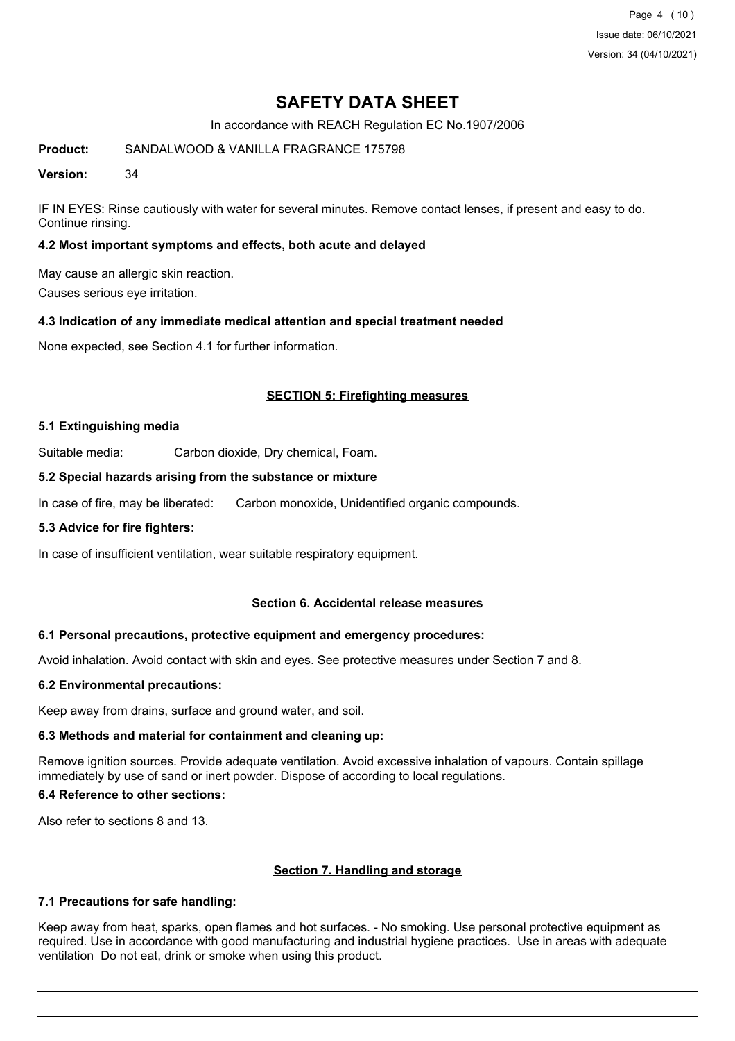IF IN EYES: Rinse cautiously with water for several minutes. Remove contact lenses, if present and easy to do. Continue rinsing.

### 4.2 Most important symptoms and effects, both acute and delayed

May cause an allergic skin reaction.

Causes serious eye irritation.

### 4.3 Indication of any immediate medical attention and special treatment needed

None expected, see Section 4.1 for further information.

## SECTION 5: Firefighting measures

### 5.1 Extinguishing media

Suitable media: Carbon dioxide, Dry chemical, Foam.

### 5.2 Special hazards arising from the substance or mixture

In case of fire, may be liberated: Carbon monoxide, Unidentified organic compounds.

### 5.3 Advice for fire fighters:

In case of insufficient ventilation, wear suitable respiratory equipment.

## Section 6. Accidental release measures

### 6.1 Personal precautions, protective equipment and emergency procedures:

Avoid inhalation. Avoid contact with skin and eyes. See protective measures under Section 7 and 8.

### 6.2 Environmental precautions:

Keep away from drains, surface and ground water, and soil.

### 6.3 Methods and material for containment and cleaning up:

Remove ignition sources. Provide adequate ventilation. Avoid excessive inhalation of vapours. Contain spillage immediately by use of sand or inert powder. Dispose of according to local regulations.

### 6.4 Reference to other sections:

Also refer to sections 8 and 13.

## Section 7. Handling and storage

### 7.1 Precautions for safe handling:

Keep away from heat, sparks, open flames and hot surfaces. - No smoking. Use personal protective equipment as required. Use in accordance with good manufacturing and industrial hygiene practices. Use in areas with adequate ventilation Do not eat, drink or smoke when using this product.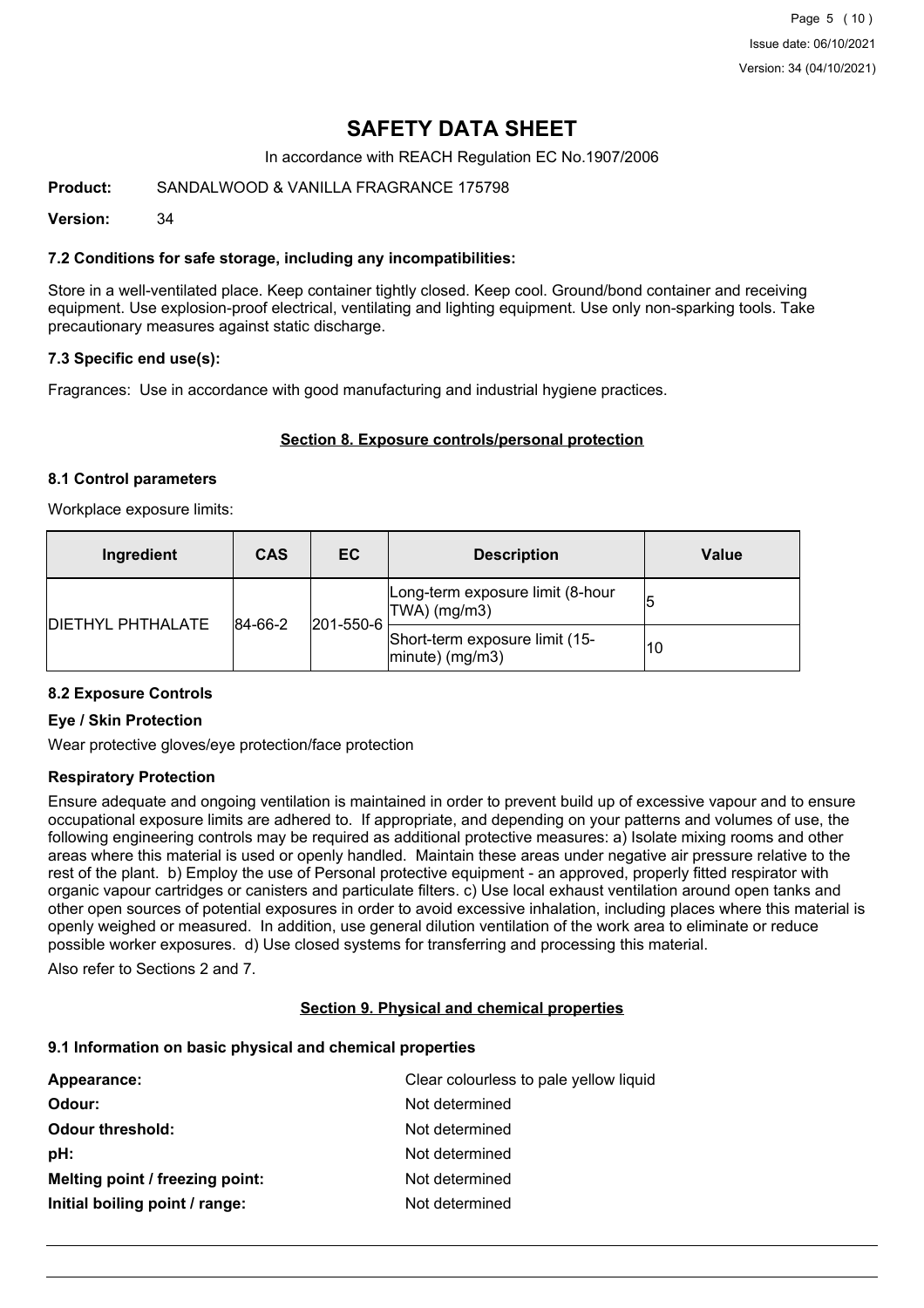# SAFETY DATA SHEET

In accordance with REACH Regulation EC No.1907/2006

**Product:** SANDALWOOD & VANILLA FRAGRANCE 175798

**Version:** 34

### 7.2 Conditions for safe storage, including any incompatibilities:

Store in a well-ventilated place. Keep container tightly closed. Keep cool. Ground/bond container and receiving equipment. Use explosion-proof electrical, ventilating and lighting equipment. Use only non-sparking tools. Take precautionary measures against static discharge.

### 7.3 Specific end use(s):

Fragrances: Use in accordance with good manufacturing and industrial hygiene practices.

## Section 8. Exposure controls/personal protection

### 8.1 Control parameters

Workplace exposure limits:

| Ingredient | CAS | EC | Description | Value |
|---|---|---|---|---|
| DIETHYL PHTHALATE | 84-66-2 | 201-550-6 | Long-term exposure limit (8-hour TWA) (mg/m3) | 5 |
| | | | Short-term exposure limit (15-minute) (mg/m3) | 10 |

### 8.2 Exposure Controls

#### Eye / Skin Protection

Wear protective gloves/eye protection/face protection

#### Respiratory Protection

Ensure adequate and ongoing ventilation is maintained in order to prevent build up of excessive vapour and to ensure occupational exposure limits are adhered to. If appropriate, and depending on your patterns and volumes of use, the following engineering controls may be required as additional protective measures: a) Isolate mixing rooms and other areas where this material is used or openly handled. Maintain these areas under negative air pressure relative to the rest of the plant. b) Employ the use of Personal protective equipment - an approved, properly fitted respirator with organic vapour cartridges or canisters and particulate filters. c) Use local exhaust ventilation around open tanks and other open sources of potential exposures in order to avoid excessive inhalation, including places where this material is openly weighed or measured. In addition, use general dilution ventilation of the work area to eliminate or reduce possible worker exposures. d) Use closed systems for transferring and processing this material.

Also refer to Sections 2 and 7.

## Section 9. Physical and chemical properties

### 9.1 Information on basic physical and chemical properties

**Appearance:** Clear colourless to pale yellow liquid

**Odour:** Not determined

**Odour threshold:** Not determined

**pH:** Not determined

**Melting point / freezing point:** Not determined

**Initial boiling point / range:** Not determined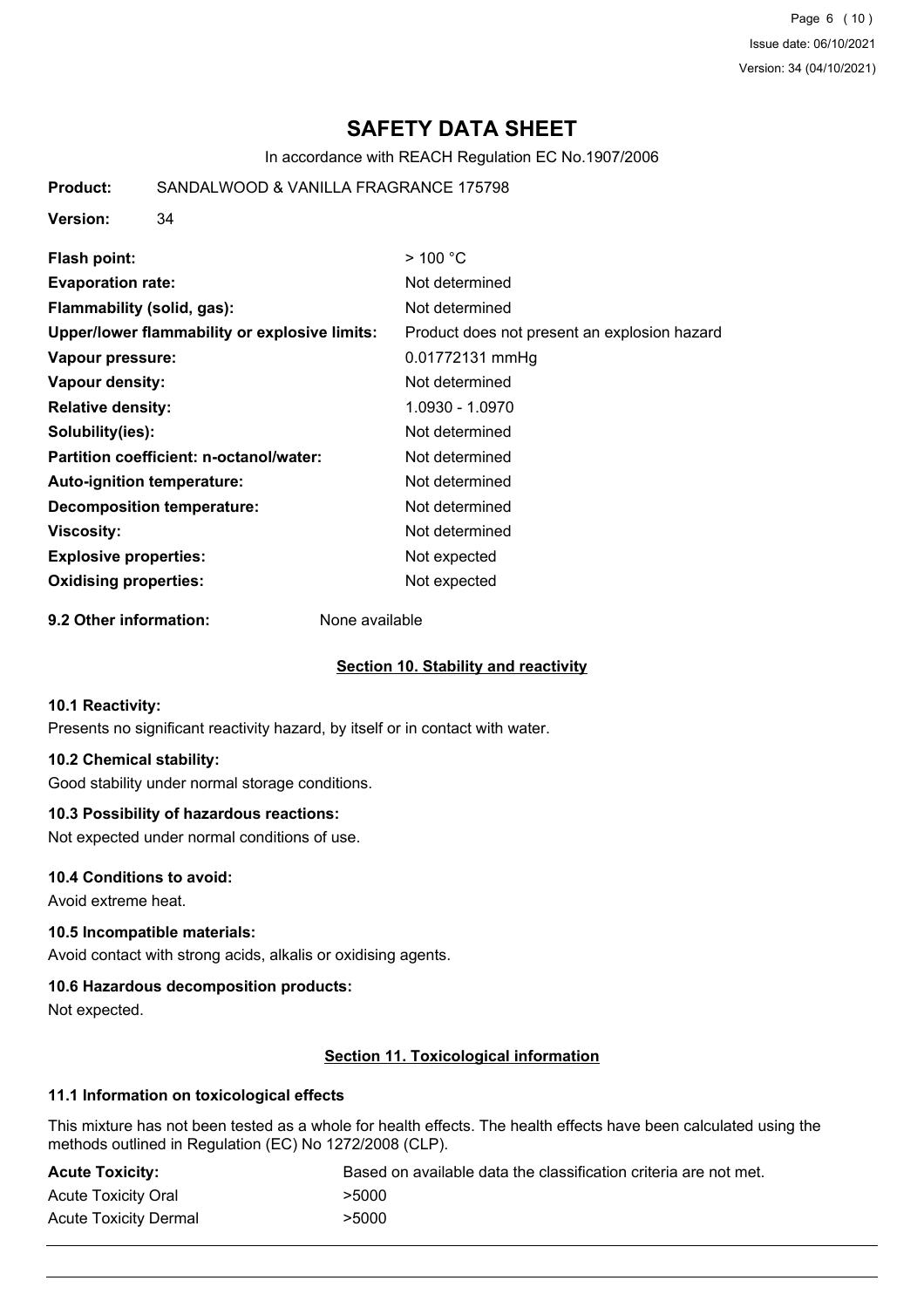# SAFETY DATA SHEET

In accordance with REACH Regulation EC No.1907/2006

**Product:** SANDALWOOD & VANILLA FRAGRANCE 175798

**Version:** 34

| | |
|---|---|
| **Flash point:** | > 100 °C |
| **Evaporation rate:** | Not determined |
| **Flammability (solid, gas):** | Not determined |
| **Upper/lower flammability or explosive limits:** | Product does not present an explosion hazard |
| **Vapour pressure:** | 0.01772131 mmHg |
| **Vapour density:** | Not determined |
| **Relative density:** | 1.0930 - 1.0970 |
| **Solubility(ies):** | Not determined |
| **Partition coefficient: n-octanol/water:** | Not determined |
| **Auto-ignition temperature:** | Not determined |
| **Decomposition temperature:** | Not determined |
| **Viscosity:** | Not determined |
| **Explosive properties:** | Not expected |
| **Oxidising properties:** | Not expected |

**9.2 Other information:** None available

## Section 10. Stability and reactivity

### 10.1 Reactivity:

Presents no significant reactivity hazard, by itself or in contact with water.

### 10.2 Chemical stability:

Good stability under normal storage conditions.

### 10.3 Possibility of hazardous reactions:

Not expected under normal conditions of use.

### 10.4 Conditions to avoid:

Avoid extreme heat.

### 10.5 Incompatible materials:

Avoid contact with strong acids, alkalis or oxidising agents.

### 10.6 Hazardous decomposition products:

Not expected.

## Section 11. Toxicological information

### 11.1 Information on toxicological effects

This mixture has not been tested as a whole for health effects. The health effects have been calculated using the methods outlined in Regulation (EC) No 1272/2008 (CLP).

| | |
|---|---|
| **Acute Toxicity:** | Based on available data the classification criteria are not met. |
| Acute Toxicity Oral | >5000 |
| Acute Toxicity Dermal | >5000 |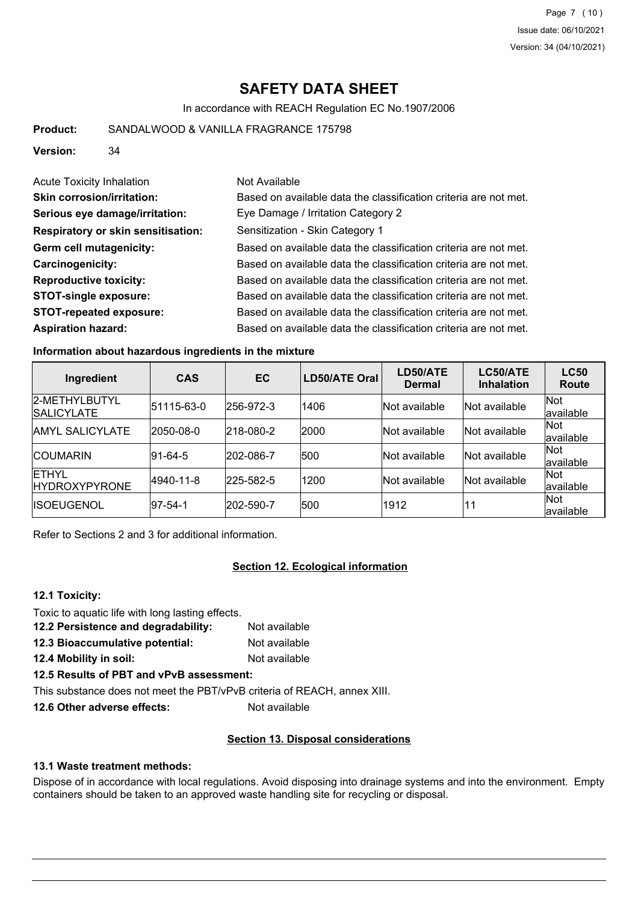# SAFETY DATA SHEET

In accordance with REACH Regulation EC No.1907/2006

**Product:** SANDALWOOD & VANILLA FRAGRANCE 175798

**Version:** 34

Acute Toxicity Inhalation: Not Available

**Skin corrosion/irritation:** Based on available data the classification criteria are not met.

**Serious eye damage/irritation:** Eye Damage / Irritation Category 2

**Respiratory or skin sensitisation:** Sensitization - Skin Category 1

**Germ cell mutagenicity:** Based on available data the classification criteria are not met.

**Carcinogenicity:** Based on available data the classification criteria are not met.

**Reproductive toxicity:** Based on available data the classification criteria are not met.

**STOT-single exposure:** Based on available data the classification criteria are not met.

**STOT-repeated exposure:** Based on available data the classification criteria are not met.

**Aspiration hazard:** Based on available data the classification criteria are not met.

### Information about hazardous ingredients in the mixture

| Ingredient | CAS | EC | LD50/ATE Oral | LD50/ATE Dermal | LC50/ATE Inhalation | LC50 Route |
|---|---|---|---|---|---|---|
| 2-METHYLBUTYL SALICYLATE | 51115-63-0 | 256-972-3 | 1406 | Not available | Not available | Not available |
| AMYL SALICYLATE | 2050-08-0 | 218-080-2 | 2000 | Not available | Not available | Not available |
| COUMARIN | 91-64-5 | 202-086-7 | 500 | Not available | Not available | Not available |
| ETHYL HYDROXYPYRONE | 4940-11-8 | 225-582-5 | 1200 | Not available | Not available | Not available |
| ISOEUGENOL | 97-54-1 | 202-590-7 | 500 | 1912 | 11 | Not available |

Refer to Sections 2 and 3 for additional information.

## Section 12. Ecological information

### 12.1 Toxicity:

Toxic to aquatic life with long lasting effects.

**12.2 Persistence and degradability:** Not available

**12.3 Bioaccumulative potential:** Not available

**12.4 Mobility in soil:** Not available

### 12.5 Results of PBT and vPvB assessment:

This substance does not meet the PBT/vPvB criteria of REACH, annex XIII.

**12.6 Other adverse effects:** Not available

## Section 13. Disposal considerations

### 13.1 Waste treatment methods:

Dispose of in accordance with local regulations. Avoid disposing into drainage systems and into the environment. Empty containers should be taken to an approved waste handling site for recycling or disposal.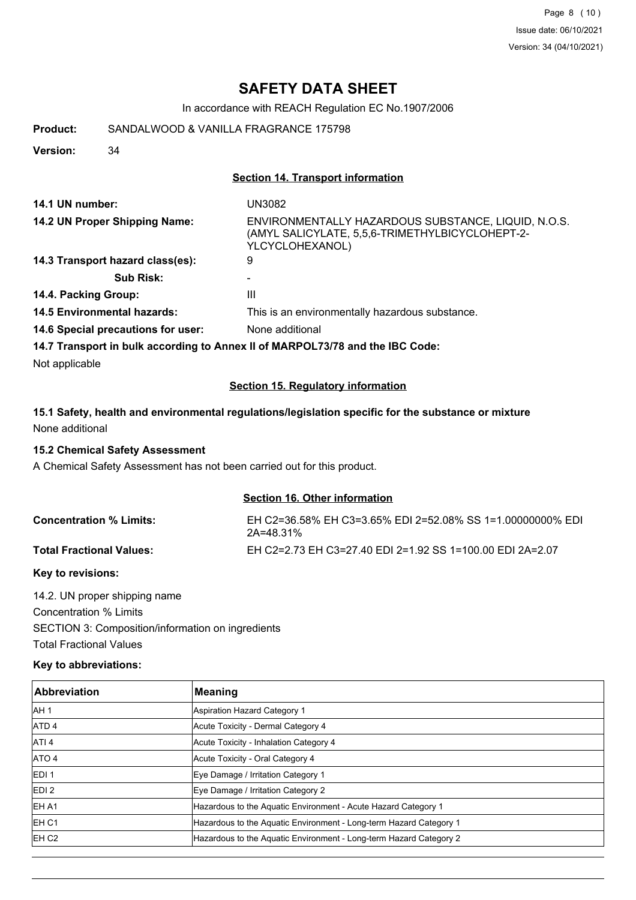# SAFETY DATA SHEET

In accordance with REACH Regulation EC No.1907/2006

**Product:** SANDALWOOD & VANILLA FRAGRANCE 175798

**Version:** 34

## Section 14. Transport information

**14.1 UN number:** UN3082

**14.2 UN Proper Shipping Name:** ENVIRONMENTALLY HAZARDOUS SUBSTANCE, LIQUID, N.O.S. (AMYL SALICYLATE, 5,5,6-TRIMETHYLBICYCLOHEPT-2-YLCYCLOHEXANOL)

**14.3 Transport hazard class(es):** 9

**Sub Risk:** -

**14.4. Packing Group:** III

**14.5 Environmental hazards:** This is an environmentally hazardous substance.

**14.6 Special precautions for user:** None additional

**14.7 Transport in bulk according to Annex II of MARPOL73/78 and the IBC Code:**

Not applicable

## Section 15. Regulatory information

**15.1 Safety, health and environmental regulations/legislation specific for the substance or mixture**

None additional

**15.2 Chemical Safety Assessment**

A Chemical Safety Assessment has not been carried out for this product.

## Section 16. Other information

**Concentration % Limits:** EH C2=36.58% EH C3=3.65% EDI 2=52.08% SS 1=1.00000000% EDI 2A=48.31%

**Total Fractional Values:** EH C2=2.73 EH C3=27.40 EDI 2=1.92 SS 1=100.00 EDI 2A=2.07

**Key to revisions:**

14.2. UN proper shipping name

Concentration % Limits

SECTION 3: Composition/information on ingredients

Total Fractional Values

**Key to abbreviations:**

| Abbreviation | Meaning |
|---|---|
| AH 1 | Aspiration Hazard Category 1 |
| ATD 4 | Acute Toxicity - Dermal Category 4 |
| ATI 4 | Acute Toxicity - Inhalation Category 4 |
| ATO 4 | Acute Toxicity - Oral Category 4 |
| EDI 1 | Eye Damage / Irritation Category 1 |
| EDI 2 | Eye Damage / Irritation Category 2 |
| EH A1 | Hazardous to the Aquatic Environment - Acute Hazard Category 1 |
| EH C1 | Hazardous to the Aquatic Environment - Long-term Hazard Category 1 |
| EH C2 | Hazardous to the Aquatic Environment - Long-term Hazard Category 2 |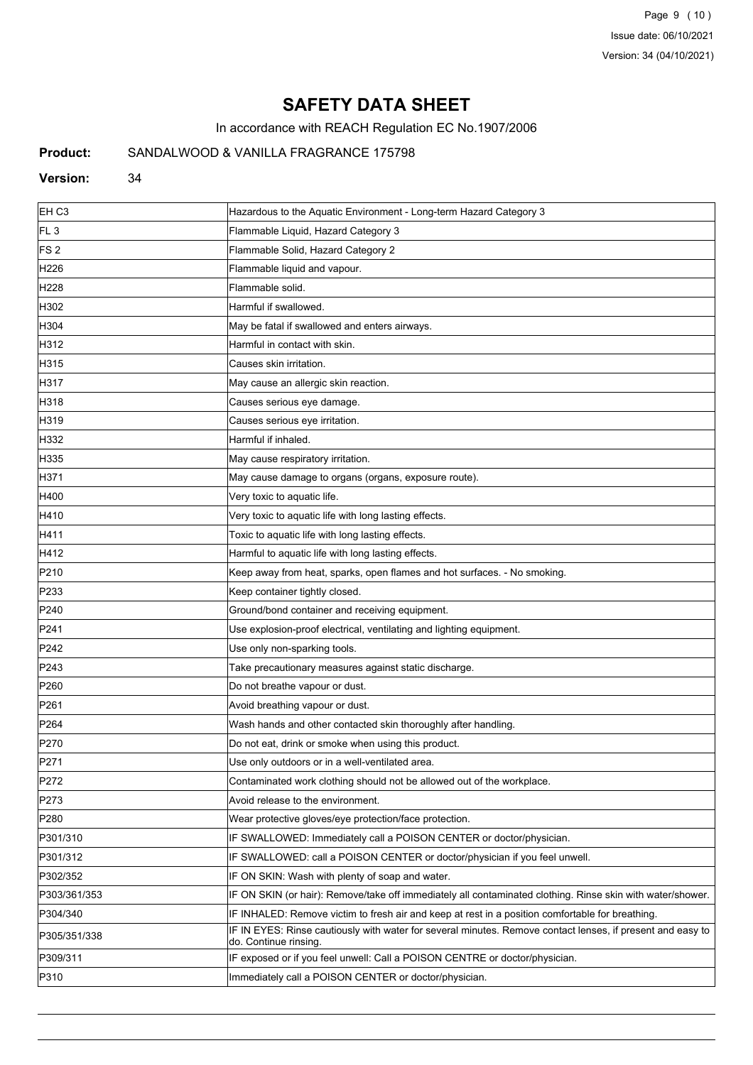# SAFETY DATA SHEET

In accordance with REACH Regulation EC No.1907/2006

**Product:** SANDALWOOD & VANILLA FRAGRANCE 175798

**Version:** 34

| | |
|---|---|
| EH C3 | Hazardous to the Aquatic Environment - Long-term Hazard Category 3 |
| FL 3 | Flammable Liquid, Hazard Category 3 |
| FS 2 | Flammable Solid, Hazard Category 2 |
| H226 | Flammable liquid and vapour. |
| H228 | Flammable solid. |
| H302 | Harmful if swallowed. |
| H304 | May be fatal if swallowed and enters airways. |
| H312 | Harmful in contact with skin. |
| H315 | Causes skin irritation. |
| H317 | May cause an allergic skin reaction. |
| H318 | Causes serious eye damage. |
| H319 | Causes serious eye irritation. |
| H332 | Harmful if inhaled. |
| H335 | May cause respiratory irritation. |
| H371 | May cause damage to organs (organs, exposure route). |
| H400 | Very toxic to aquatic life. |
| H410 | Very toxic to aquatic life with long lasting effects. |
| H411 | Toxic to aquatic life with long lasting effects. |
| H412 | Harmful to aquatic life with long lasting effects. |
| P210 | Keep away from heat, sparks, open flames and hot surfaces. - No smoking. |
| P233 | Keep container tightly closed. |
| P240 | Ground/bond container and receiving equipment. |
| P241 | Use explosion-proof electrical, ventilating and lighting equipment. |
| P242 | Use only non-sparking tools. |
| P243 | Take precautionary measures against static discharge. |
| P260 | Do not breathe vapour or dust. |
| P261 | Avoid breathing vapour or dust. |
| P264 | Wash hands and other contacted skin thoroughly after handling. |
| P270 | Do not eat, drink or smoke when using this product. |
| P271 | Use only outdoors or in a well-ventilated area. |
| P272 | Contaminated work clothing should not be allowed out of the workplace. |
| P273 | Avoid release to the environment. |
| P280 | Wear protective gloves/eye protection/face protection. |
| P301/310 | IF SWALLOWED: Immediately call a POISON CENTER or doctor/physician. |
| P301/312 | IF SWALLOWED: call a POISON CENTER or doctor/physician if you feel unwell. |
| P302/352 | IF ON SKIN: Wash with plenty of soap and water. |
| P303/361/353 | IF ON SKIN (or hair): Remove/take off immediately all contaminated clothing. Rinse skin with water/shower. |
| P304/340 | IF INHALED: Remove victim to fresh air and keep at rest in a position comfortable for breathing. |
| P305/351/338 | IF IN EYES: Rinse cautiously with water for several minutes. Remove contact lenses, if present and easy to do. Continue rinsing. |
| P309/311 | IF exposed or if you feel unwell: Call a POISON CENTRE or doctor/physician. |
| P310 | Immediately call a POISON CENTER or doctor/physician. |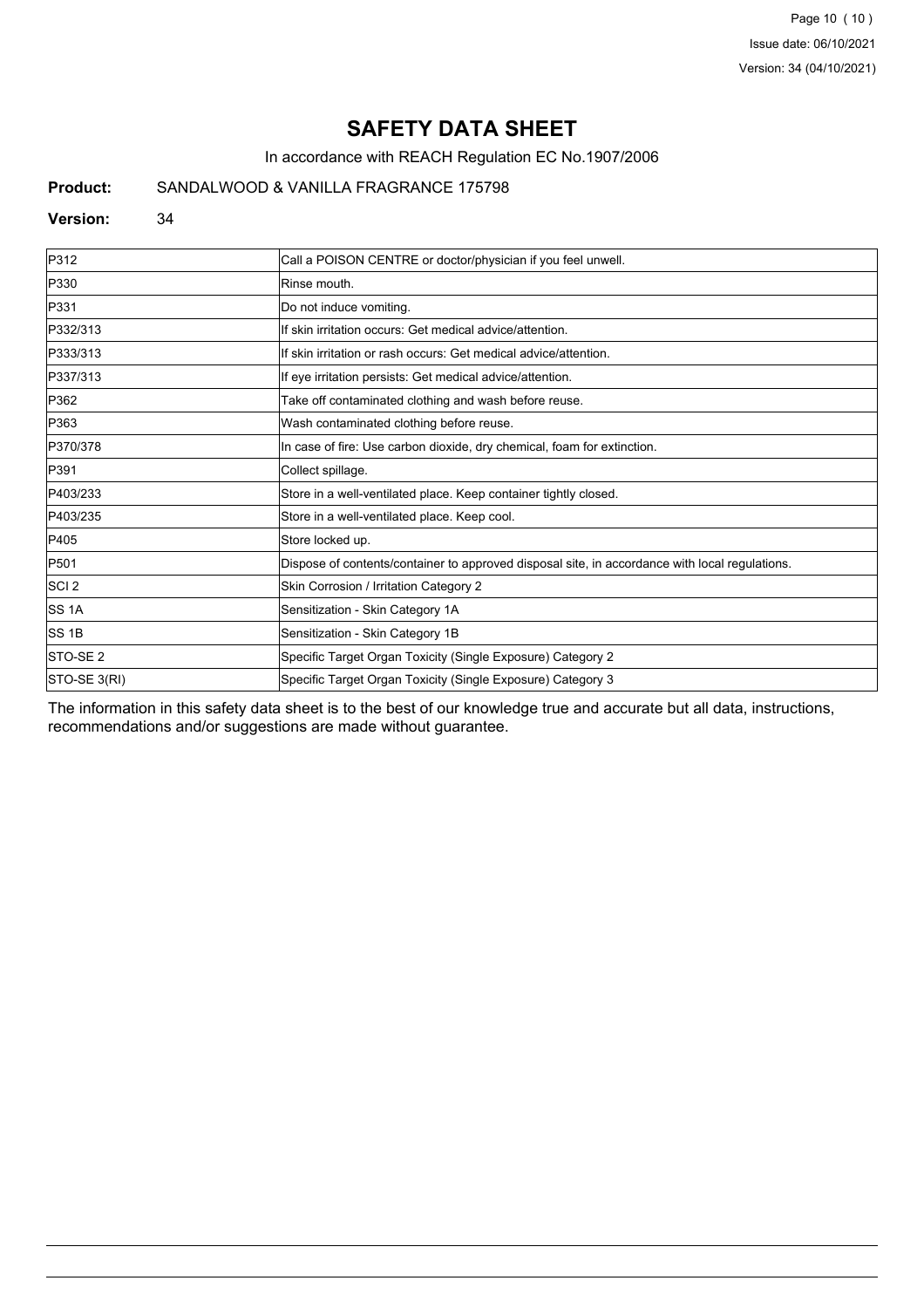# SAFETY DATA SHEET

In accordance with REACH Regulation EC No.1907/2006

**Product:** SANDALWOOD & VANILLA FRAGRANCE 175798

**Version:** 34

| | |
|---|---|
| P312 | Call a POISON CENTRE or doctor/physician if you feel unwell. |
| P330 | Rinse mouth. |
| P331 | Do not induce vomiting. |
| P332/313 | If skin irritation occurs: Get medical advice/attention. |
| P333/313 | If skin irritation or rash occurs: Get medical advice/attention. |
| P337/313 | If eye irritation persists: Get medical advice/attention. |
| P362 | Take off contaminated clothing and wash before reuse. |
| P363 | Wash contaminated clothing before reuse. |
| P370/378 | In case of fire: Use carbon dioxide, dry chemical, foam for extinction. |
| P391 | Collect spillage. |
| P403/233 | Store in a well-ventilated place. Keep container tightly closed. |
| P403/235 | Store in a well-ventilated place. Keep cool. |
| P405 | Store locked up. |
| P501 | Dispose of contents/container to approved disposal site, in accordance with local regulations. |
| SCI 2 | Skin Corrosion / Irritation Category 2 |
| SS 1A | Sensitization - Skin Category 1A |
| SS 1B | Sensitization - Skin Category 1B |
| STO-SE 2 | Specific Target Organ Toxicity (Single Exposure) Category 2 |
| STO-SE 3(RI) | Specific Target Organ Toxicity (Single Exposure) Category 3 |

The information in this safety data sheet is to the best of our knowledge true and accurate but all data, instructions, recommendations and/or suggestions are made without guarantee.